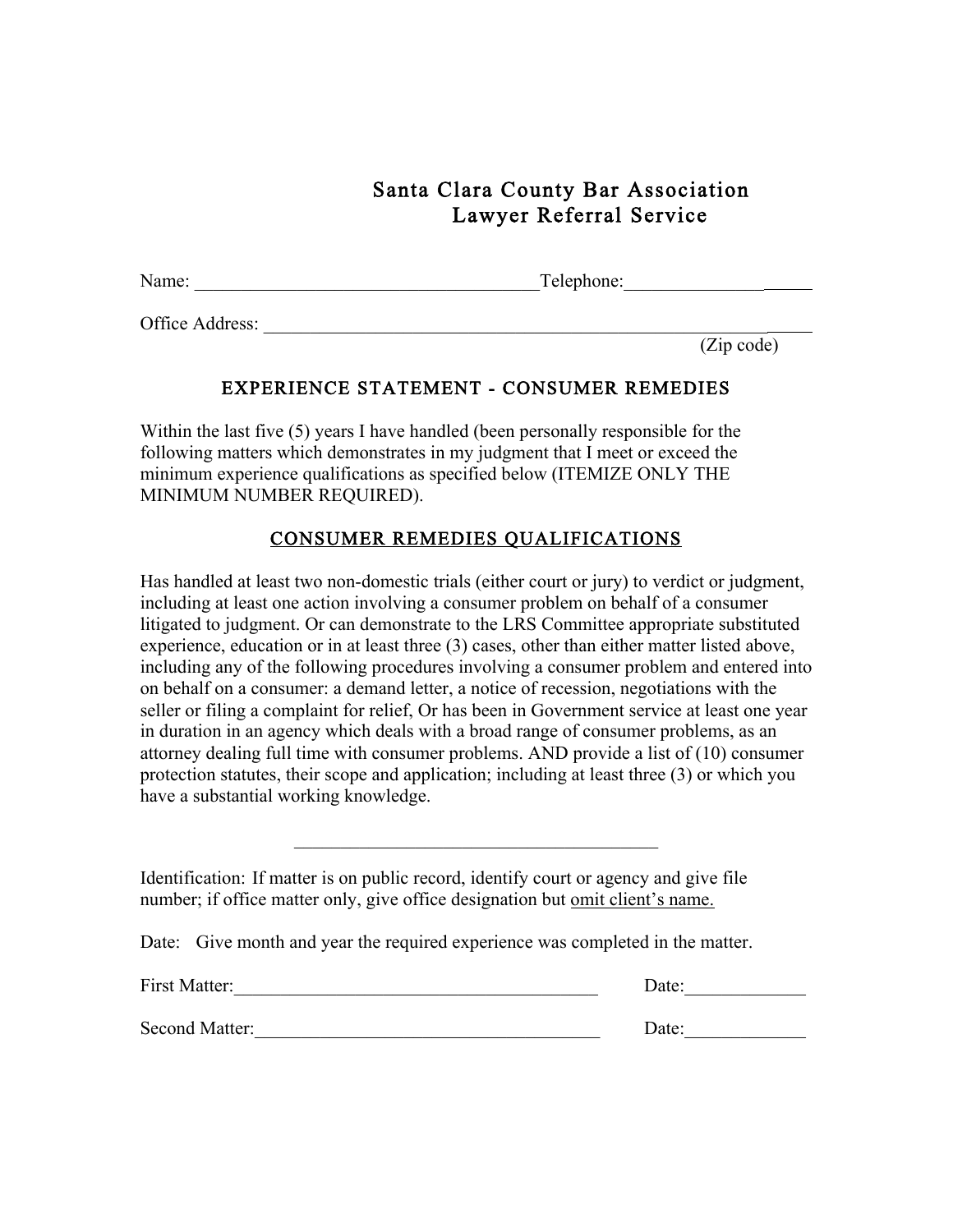# Santa Clara County Bar Association
# Lawyer Referral Service

Name: ______________________________________Telephone:___________________

Office Address: ___________________________________________________________
(Zip code)

## EXPERIENCE STATEMENT - CONSUMER REMEDIES

Within the last five (5) years I have handled (been personally responsible for the following matters which demonstrates in my judgment that I meet or exceed the minimum experience qualifications as specified below (ITEMIZE ONLY THE MINIMUM NUMBER REQUIRED).

## CONSUMER REMEDIES QUALIFICATIONS

Has handled at least two non-domestic trials (either court or jury) to verdict or judgment, including at least one action involving a consumer problem on behalf of a consumer litigated to judgment. Or can demonstrate to the LRS Committee appropriate substituted experience, education or in at least three (3) cases, other than either matter listed above, including any of the following procedures involving a consumer problem and entered into on behalf on a consumer: a demand letter, a notice of recession, negotiations with the seller or filing a complaint for relief, Or has been in Government service at least one year in duration in an agency which deals with a broad range of consumer problems, as an attorney dealing full time with consumer problems. AND provide a list of (10) consumer protection statutes, their scope and application; including at least three (3) or which you have a substantial working knowledge.

---

Identification: If matter is on public record, identify court or agency and give file number; if office matter only, give office designation but omit client's name.

Date: Give month and year the required experience was completed in the matter.

First Matter:________________________________________ Date:_____________

Second Matter:______________________________________ Date:_____________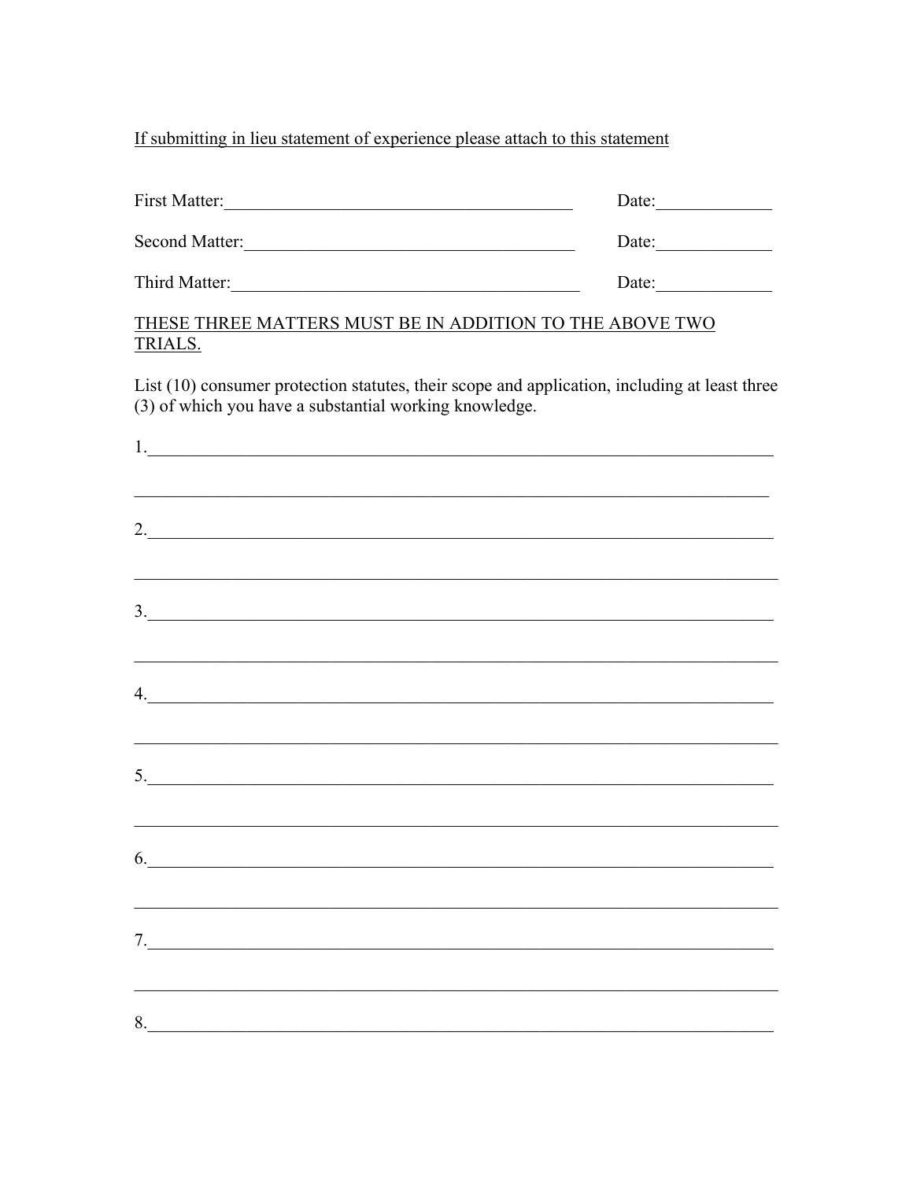If submitting in lieu statement of experience please attach to this statement

First Matter:________________________________________ Date:_____________

Second Matter:______________________________________ Date:_____________

Third Matter:_________________________________________ Date:_____________

THESE THREE MATTERS MUST BE IN ADDITION TO THE ABOVE TWO TRIALS.

List (10) consumer protection statutes, their scope and application, including at least three (3) of which you have a substantial working knowledge.

1.________________________________________________________________________

__________________________________________________________________________

2.________________________________________________________________________

__________________________________________________________________________

3.________________________________________________________________________

__________________________________________________________________________

4.________________________________________________________________________

__________________________________________________________________________

5.________________________________________________________________________

__________________________________________________________________________

6.________________________________________________________________________

__________________________________________________________________________

7.________________________________________________________________________

__________________________________________________________________________

8.________________________________________________________________________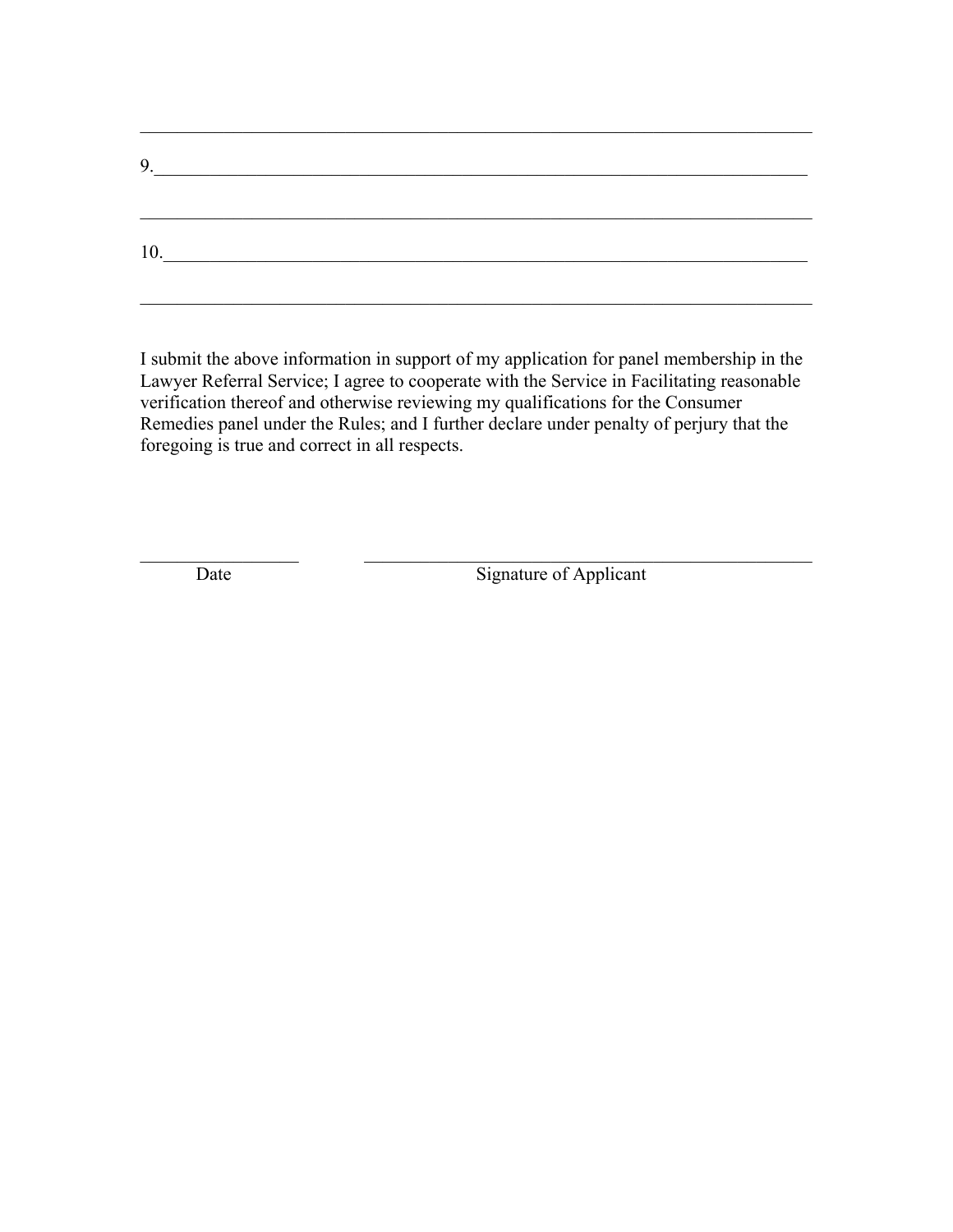\_\_\_\_\_\_\_\_\_\_\_\_\_\_\_\_\_\_\_\_\_\_\_\_\_\_\_\_\_\_\_\_\_\_\_\_\_\_\_\_\_\_\_\_\_\_\_\_\_\_\_\_\_\_\_\_\_\_\_\_\_\_\_\_\_\_\_\_\_\_\_\_

9.\_\_\_\_\_\_\_\_\_\_\_\_\_\_\_\_\_\_\_\_\_\_\_\_\_\_\_\_\_\_\_\_\_\_\_\_\_\_\_\_\_\_\_\_\_\_\_\_\_\_\_\_\_\_\_\_\_\_\_\_\_\_\_\_\_\_\_\_\_\_

\_\_\_\_\_\_\_\_\_\_\_\_\_\_\_\_\_\_\_\_\_\_\_\_\_\_\_\_\_\_\_\_\_\_\_\_\_\_\_\_\_\_\_\_\_\_\_\_\_\_\_\_\_\_\_\_\_\_\_\_\_\_\_\_\_\_\_\_\_\_\_\_

10.\_\_\_\_\_\_\_\_\_\_\_\_\_\_\_\_\_\_\_\_\_\_\_\_\_\_\_\_\_\_\_\_\_\_\_\_\_\_\_\_\_\_\_\_\_\_\_\_\_\_\_\_\_\_\_\_\_\_\_\_\_\_\_\_\_\_\_\_\_

\_\_\_\_\_\_\_\_\_\_\_\_\_\_\_\_\_\_\_\_\_\_\_\_\_\_\_\_\_\_\_\_\_\_\_\_\_\_\_\_\_\_\_\_\_\_\_\_\_\_\_\_\_\_\_\_\_\_\_\_\_\_\_\_\_\_\_\_\_\_\_\_

I submit the above information in support of my application for panel membership in the Lawyer Referral Service; I agree to cooperate with the Service in Facilitating reasonable verification thereof and otherwise reviewing my qualifications for the Consumer Remedies panel under the Rules; and I further declare under penalty of perjury that the foregoing is true and correct in all respects.

\_\_\_\_\_\_\_\_\_\_\_\_\_\_\_\_\_\_ \_\_\_\_\_\_\_\_\_\_\_\_\_\_\_\_\_\_\_\_\_\_\_\_\_\_\_\_\_\_\_\_\_\_\_\_\_\_\_\_\_\_\_\_\_\_

Date | Signature of Applicant